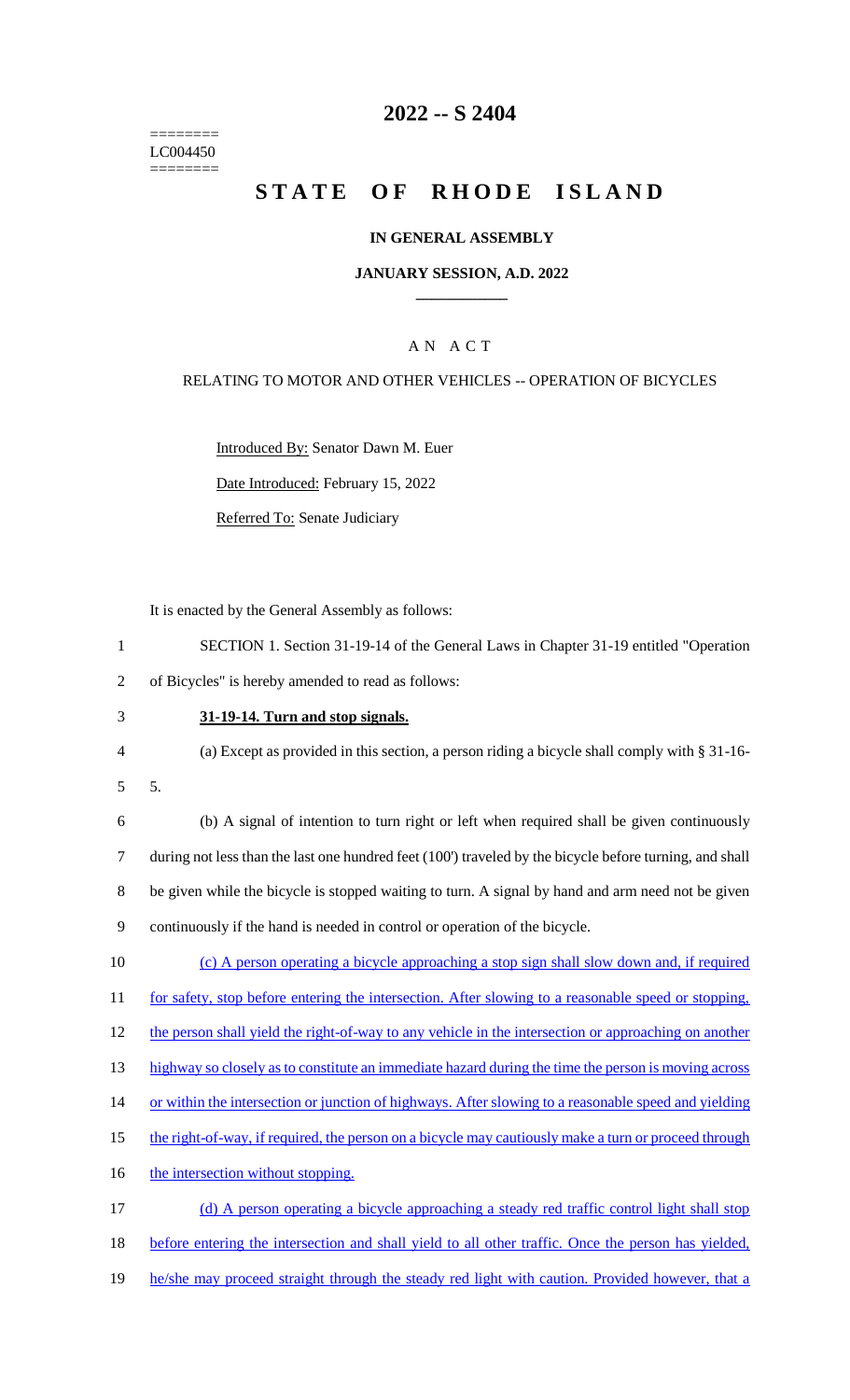========
LC004450
========

# 2022 -- S 2404

# STATE OF RHODE ISLAND

## IN GENERAL ASSEMBLY

### JANUARY SESSION, A.D. 2022

### A N A C T

RELATING TO MOTOR AND OTHER VEHICLES -- OPERATION OF BICYCLES

Introduced By: Senator Dawn M. Euer

Date Introduced: February 15, 2022

Referred To: Senate Judiciary

It is enacted by the General Assembly as follows:

1 SECTION 1. Section 31-19-14 of the General Laws in Chapter 31-19 entitled "Operation
2 of Bicycles" is hereby amended to read as follows:

3 **31-19-14. Turn and stop signals.**

4 (a) Except as provided in this section, a person riding a bicycle shall comply with § 31-16-
5 5.

6 (b) A signal of intention to turn right or left when required shall be given continuously
7 during not less than the last one hundred feet (100') traveled by the bicycle before turning, and shall
8 be given while the bicycle is stopped waiting to turn. A signal by hand and arm need not be given
9 continuously if the hand is needed in control or operation of the bicycle.

10 (c) A person operating a bicycle approaching a stop sign shall slow down and, if required
11 for safety, stop before entering the intersection. After slowing to a reasonable speed or stopping,
12 the person shall yield the right-of-way to any vehicle in the intersection or approaching on another
13 highway so closely as to constitute an immediate hazard during the time the person is moving across
14 or within the intersection or junction of highways. After slowing to a reasonable speed and yielding
15 the right-of-way, if required, the person on a bicycle may cautiously make a turn or proceed through
16 the intersection without stopping.

17 (d) A person operating a bicycle approaching a steady red traffic control light shall stop
18 before entering the intersection and shall yield to all other traffic. Once the person has yielded,
19 he/she may proceed straight through the steady red light with caution. Provided however, that a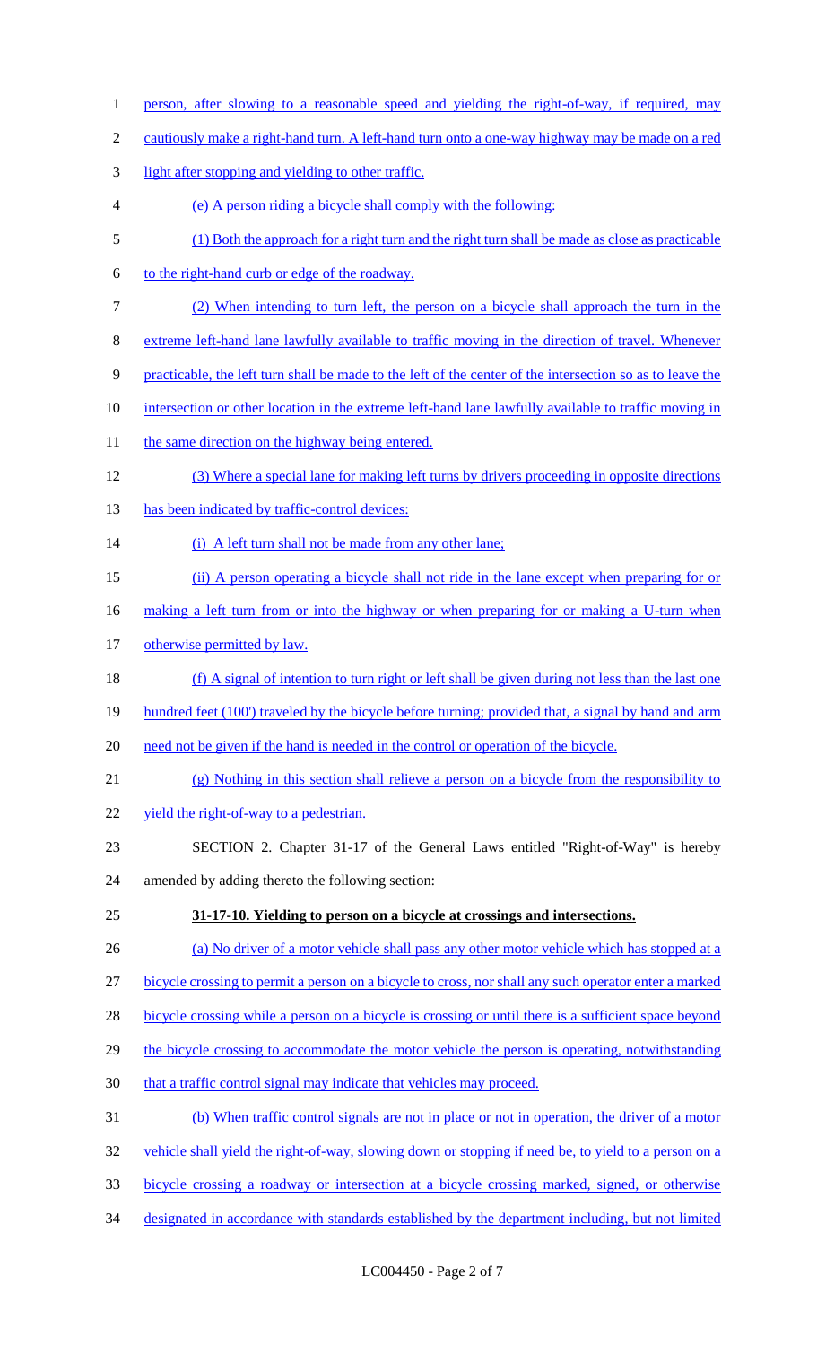person, after slowing to a reasonable speed and yielding the right-of-way, if required, may cautiously make a right-hand turn. A left-hand turn onto a one-way highway may be made on a red light after stopping and yielding to other traffic.

(e) A person riding a bicycle shall comply with the following:

(1) Both the approach for a right turn and the right turn shall be made as close as practicable to the right-hand curb or edge of the roadway.

(2) When intending to turn left, the person on a bicycle shall approach the turn in the extreme left-hand lane lawfully available to traffic moving in the direction of travel. Whenever practicable, the left turn shall be made to the left of the center of the intersection so as to leave the intersection or other location in the extreme left-hand lane lawfully available to traffic moving in the same direction on the highway being entered.

(3) Where a special lane for making left turns by drivers proceeding in opposite directions has been indicated by traffic-control devices:

(i) A left turn shall not be made from any other lane;

(ii) A person operating a bicycle shall not ride in the lane except when preparing for or making a left turn from or into the highway or when preparing for or making a U-turn when otherwise permitted by law.

(f) A signal of intention to turn right or left shall be given during not less than the last one hundred feet (100') traveled by the bicycle before turning; provided that, a signal by hand and arm need not be given if the hand is needed in the control or operation of the bicycle.

(g) Nothing in this section shall relieve a person on a bicycle from the responsibility to yield the right-of-way to a pedestrian.

SECTION 2. Chapter 31-17 of the General Laws entitled "Right-of-Way" is hereby amended by adding thereto the following section:

**31-17-10. Yielding to person on a bicycle at crossings and intersections.**

(a) No driver of a motor vehicle shall pass any other motor vehicle which has stopped at a bicycle crossing to permit a person on a bicycle to cross, nor shall any such operator enter a marked bicycle crossing while a person on a bicycle is crossing or until there is a sufficient space beyond the bicycle crossing to accommodate the motor vehicle the person is operating, notwithstanding that a traffic control signal may indicate that vehicles may proceed.

(b) When traffic control signals are not in place or not in operation, the driver of a motor vehicle shall yield the right-of-way, slowing down or stopping if need be, to yield to a person on a bicycle crossing a roadway or intersection at a bicycle crossing marked, signed, or otherwise designated in accordance with standards established by the department including, but not limited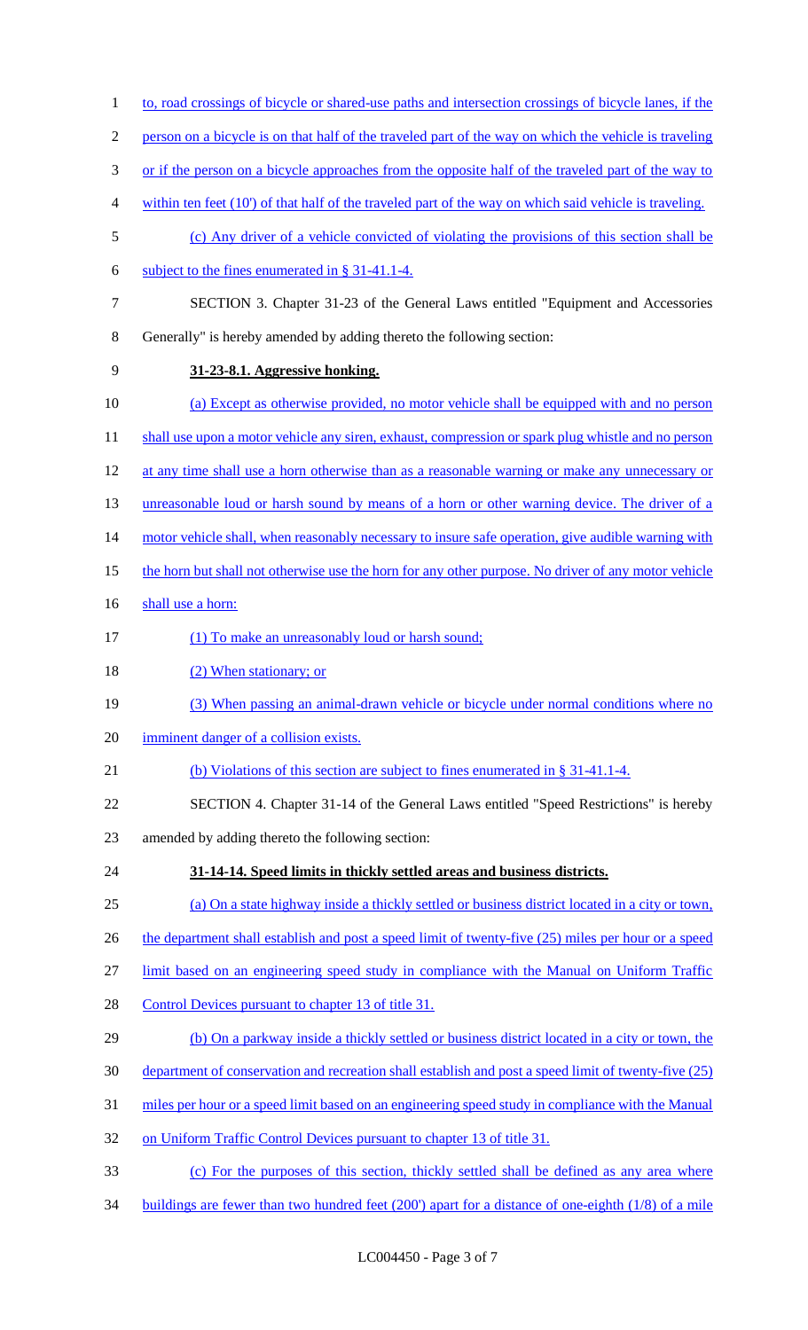to, road crossings of bicycle or shared-use paths and intersection crossings of bicycle lanes, if the person on a bicycle is on that half of the traveled part of the way on which the vehicle is traveling or if the person on a bicycle approaches from the opposite half of the traveled part of the way to within ten feet (10') of that half of the traveled part of the way on which said vehicle is traveling.

(c) Any driver of a vehicle convicted of violating the provisions of this section shall be subject to the fines enumerated in § 31-41.1-4.

SECTION 3. Chapter 31-23 of the General Laws entitled "Equipment and Accessories Generally" is hereby amended by adding thereto the following section:

**31-23-8.1. Aggressive honking.**

(a) Except as otherwise provided, no motor vehicle shall be equipped with and no person shall use upon a motor vehicle any siren, exhaust, compression or spark plug whistle and no person at any time shall use a horn otherwise than as a reasonable warning or make any unnecessary or unreasonable loud or harsh sound by means of a horn or other warning device. The driver of a motor vehicle shall, when reasonably necessary to insure safe operation, give audible warning with the horn but shall not otherwise use the horn for any other purpose. No driver of any motor vehicle shall use a horn:

(1) To make an unreasonably loud or harsh sound;

(2) When stationary; or

(3) When passing an animal-drawn vehicle or bicycle under normal conditions where no imminent danger of a collision exists.

(b) Violations of this section are subject to fines enumerated in § 31-41.1-4.

SECTION 4. Chapter 31-14 of the General Laws entitled "Speed Restrictions" is hereby amended by adding thereto the following section:

**31-14-14. Speed limits in thickly settled areas and business districts.**

(a) On a state highway inside a thickly settled or business district located in a city or town, the department shall establish and post a speed limit of twenty-five (25) miles per hour or a speed limit based on an engineering speed study in compliance with the Manual on Uniform Traffic Control Devices pursuant to chapter 13 of title 31.

(b) On a parkway inside a thickly settled or business district located in a city or town, the department of conservation and recreation shall establish and post a speed limit of twenty-five (25) miles per hour or a speed limit based on an engineering speed study in compliance with the Manual on Uniform Traffic Control Devices pursuant to chapter 13 of title 31.

(c) For the purposes of this section, thickly settled shall be defined as any area where buildings are fewer than two hundred feet (200') apart for a distance of one-eighth (1/8) of a mile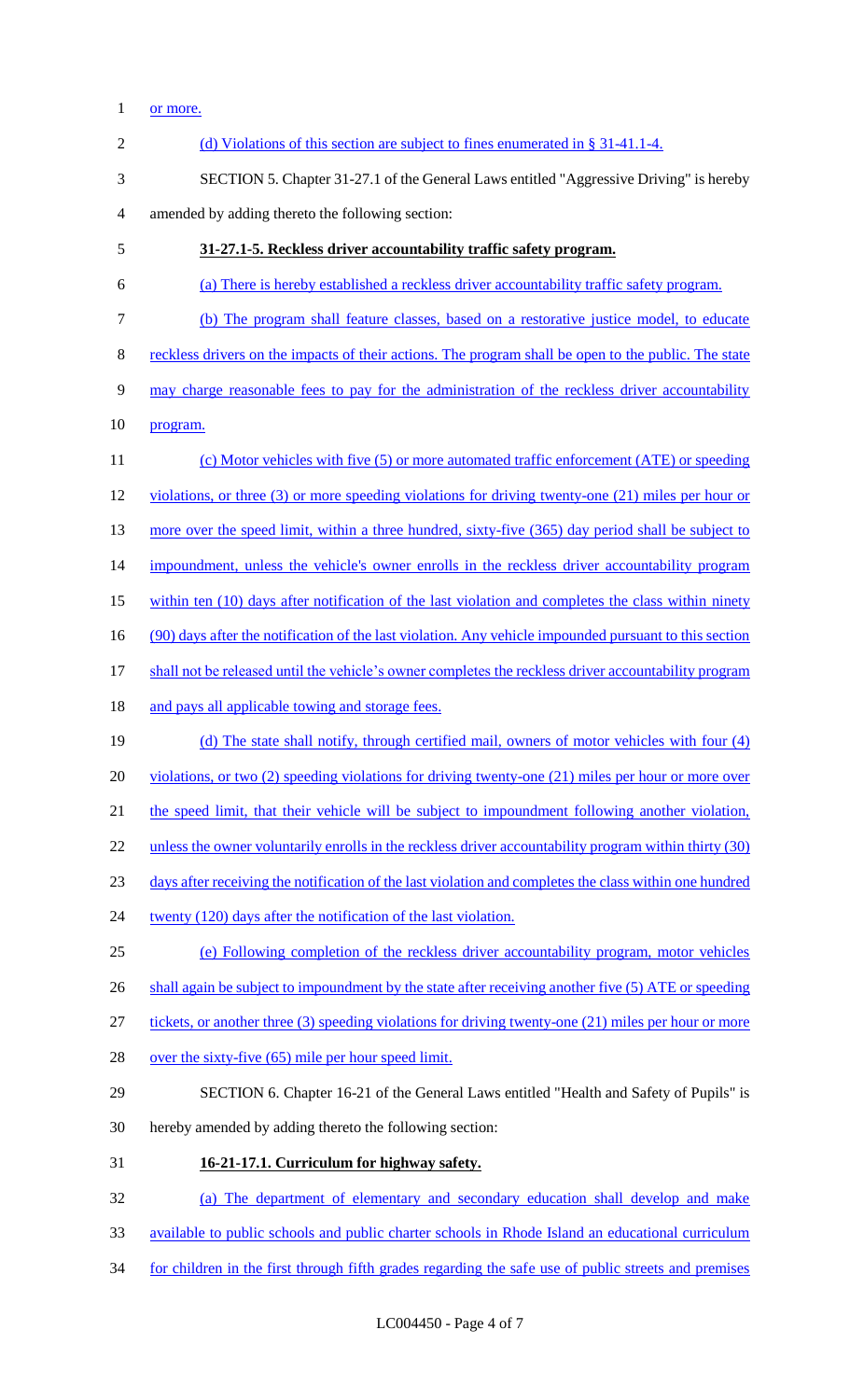or more.

(d) Violations of this section are subject to fines enumerated in § 31-41.1-4.

SECTION 5. Chapter 31-27.1 of the General Laws entitled "Aggressive Driving" is hereby amended by adding thereto the following section:

**31-27.1-5. Reckless driver accountability traffic safety program.**

(a) There is hereby established a reckless driver accountability traffic safety program.

(b) The program shall feature classes, based on a restorative justice model, to educate reckless drivers on the impacts of their actions. The program shall be open to the public. The state may charge reasonable fees to pay for the administration of the reckless driver accountability program.

(c) Motor vehicles with five (5) or more automated traffic enforcement (ATE) or speeding violations, or three (3) or more speeding violations for driving twenty-one (21) miles per hour or more over the speed limit, within a three hundred, sixty-five (365) day period shall be subject to impoundment, unless the vehicle's owner enrolls in the reckless driver accountability program within ten (10) days after notification of the last violation and completes the class within ninety (90) days after the notification of the last violation. Any vehicle impounded pursuant to this section shall not be released until the vehicle's owner completes the reckless driver accountability program and pays all applicable towing and storage fees.

(d) The state shall notify, through certified mail, owners of motor vehicles with four (4) violations, or two (2) speeding violations for driving twenty-one (21) miles per hour or more over the speed limit, that their vehicle will be subject to impoundment following another violation, unless the owner voluntarily enrolls in the reckless driver accountability program within thirty (30) days after receiving the notification of the last violation and completes the class within one hundred twenty (120) days after the notification of the last violation.

(e) Following completion of the reckless driver accountability program, motor vehicles shall again be subject to impoundment by the state after receiving another five (5) ATE or speeding tickets, or another three (3) speeding violations for driving twenty-one (21) miles per hour or more over the sixty-five (65) mile per hour speed limit.

SECTION 6. Chapter 16-21 of the General Laws entitled "Health and Safety of Pupils" is hereby amended by adding thereto the following section:

**16-21-17.1. Curriculum for highway safety.**

(a) The department of elementary and secondary education shall develop and make available to public schools and public charter schools in Rhode Island an educational curriculum for children in the first through fifth grades regarding the safe use of public streets and premises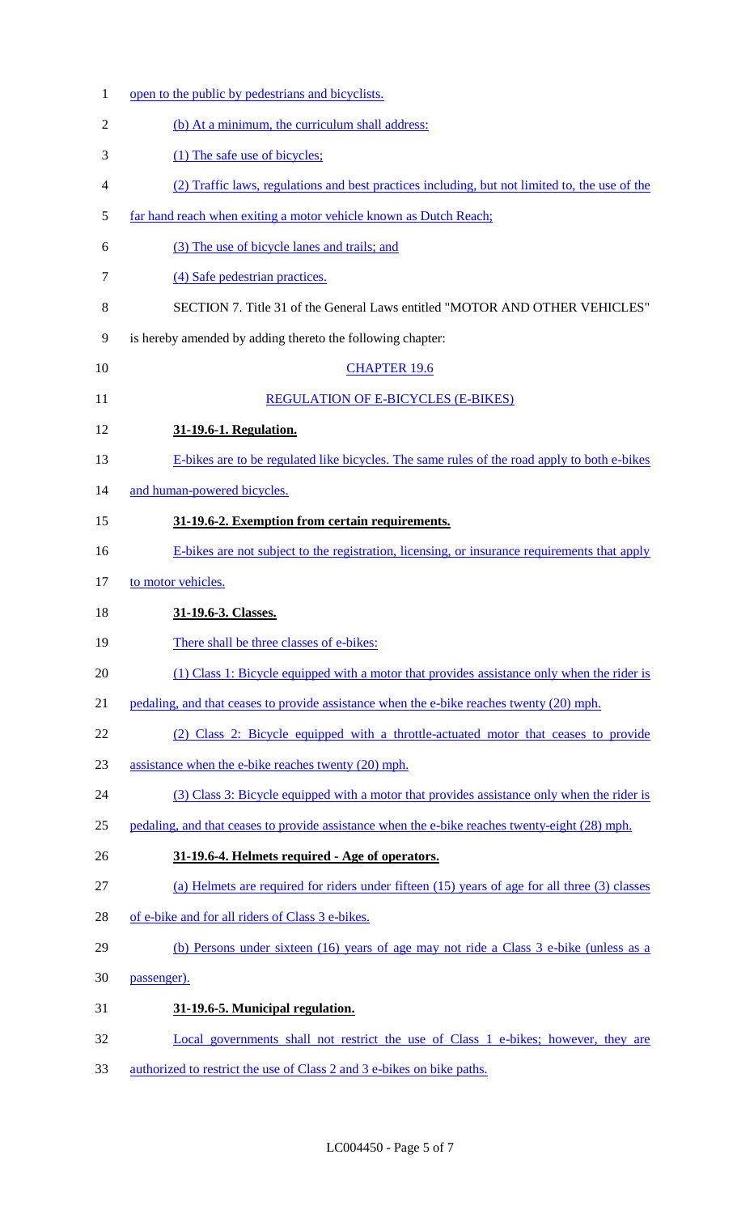open to the public by pedestrians and bicyclists.

(b) At a minimum, the curriculum shall address:

(1) The safe use of bicycles;

(2) Traffic laws, regulations and best practices including, but not limited to, the use of the far hand reach when exiting a motor vehicle known as Dutch Reach;

(3) The use of bicycle lanes and trails; and

(4) Safe pedestrian practices.

SECTION 7. Title 31 of the General Laws entitled "MOTOR AND OTHER VEHICLES" is hereby amended by adding thereto the following chapter:

CHAPTER 19.6

REGULATION OF E-BICYCLES (E-BIKES)

**31-19.6-1. Regulation.**

E-bikes are to be regulated like bicycles. The same rules of the road apply to both e-bikes and human-powered bicycles.

**31-19.6-2. Exemption from certain requirements.**

E-bikes are not subject to the registration, licensing, or insurance requirements that apply to motor vehicles.

**31-19.6-3. Classes.**

There shall be three classes of e-bikes:

(1) Class 1: Bicycle equipped with a motor that provides assistance only when the rider is pedaling, and that ceases to provide assistance when the e-bike reaches twenty (20) mph.

(2) Class 2: Bicycle equipped with a throttle-actuated motor that ceases to provide assistance when the e-bike reaches twenty (20) mph.

(3) Class 3: Bicycle equipped with a motor that provides assistance only when the rider is pedaling, and that ceases to provide assistance when the e-bike reaches twenty-eight (28) mph.

**31-19.6-4. Helmets required - Age of operators.**

(a) Helmets are required for riders under fifteen (15) years of age for all three (3) classes of e-bike and for all riders of Class 3 e-bikes.

(b) Persons under sixteen (16) years of age may not ride a Class 3 e-bike (unless as a passenger).

**31-19.6-5. Municipal regulation.**

Local governments shall not restrict the use of Class 1 e-bikes; however, they are authorized to restrict the use of Class 2 and 3 e-bikes on bike paths.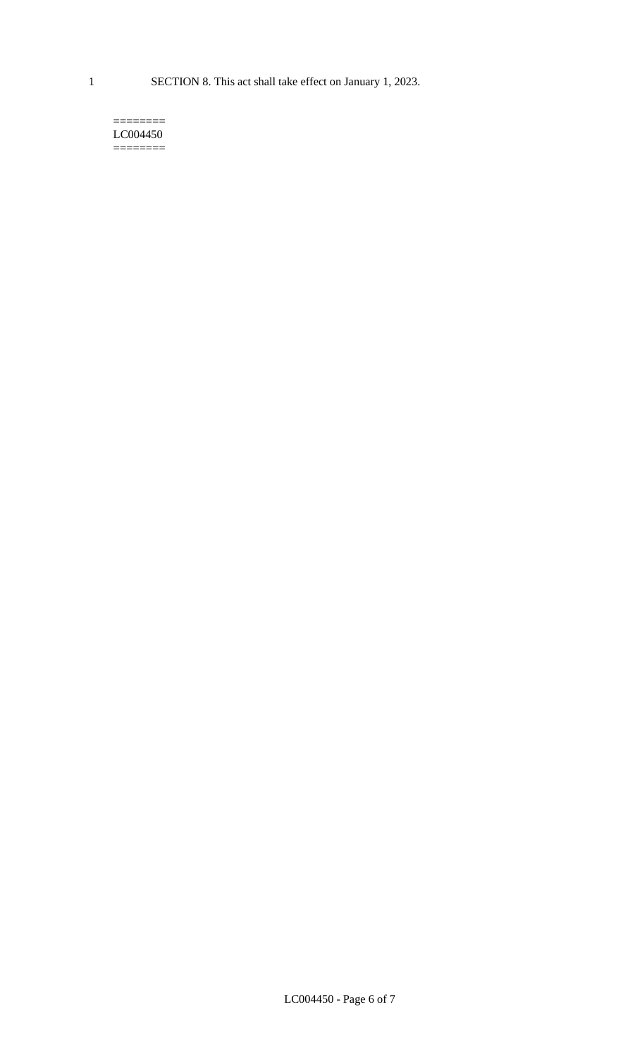SECTION 8. This act shall take effect on January 1, 2023.

========
LC004450
========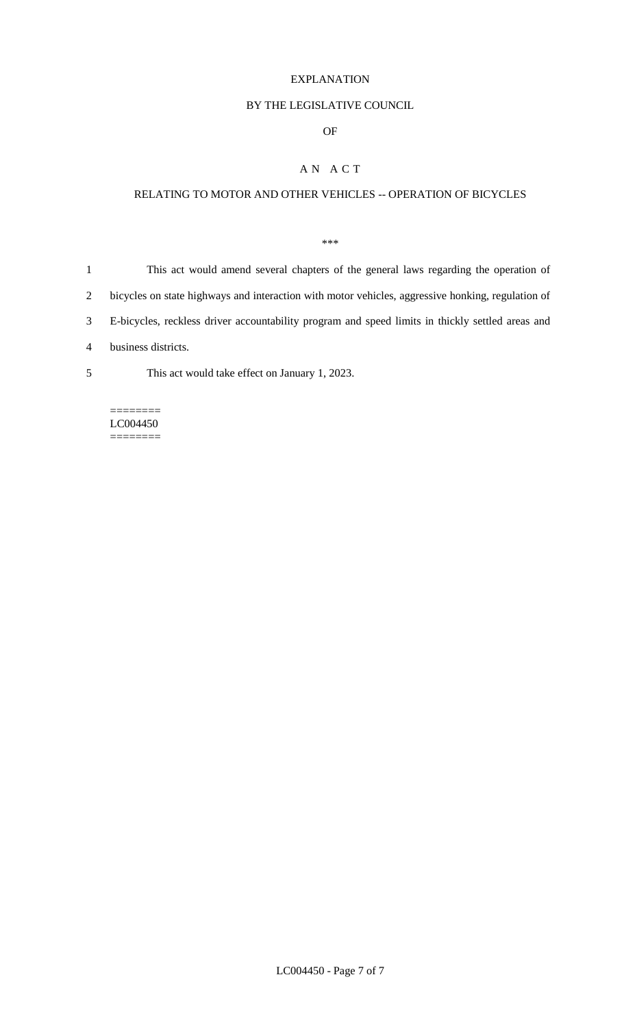EXPLANATION

BY THE LEGISLATIVE COUNCIL

OF

A N A C T

RELATING TO MOTOR AND OTHER VEHICLES -- OPERATION OF BICYCLES

***

This act would amend several chapters of the general laws regarding the operation of bicycles on state highways and interaction with motor vehicles, aggressive honking, regulation of E-bicycles, reckless driver accountability program and speed limits in thickly settled areas and business districts.

This act would take effect on January 1, 2023.

========
LC004450
========